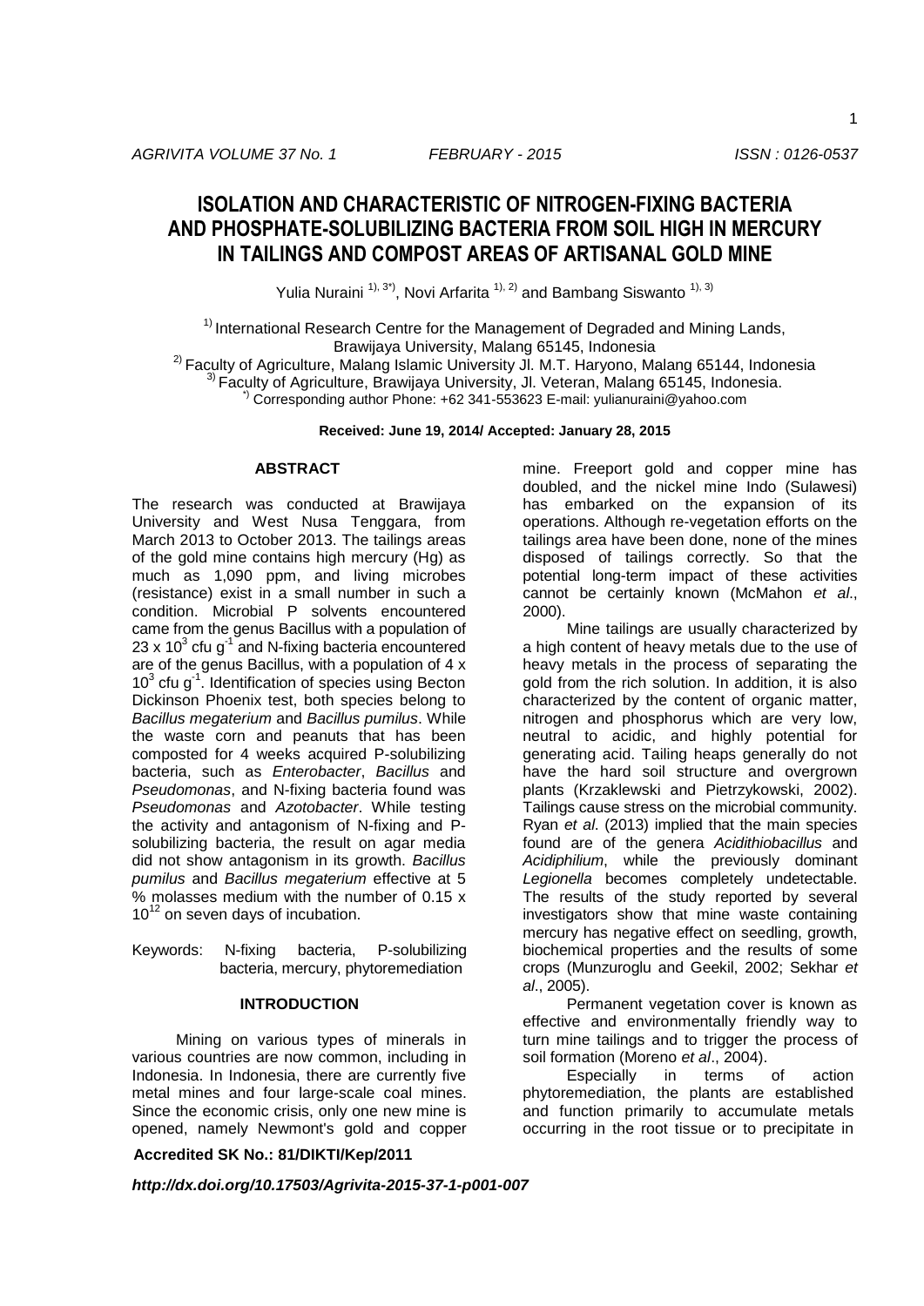# ISOLATION AND CHARACTERISTIC OF NITROGEN-FIXING BACTERIA AND PHOSPHATE-SOLUBILIZING BACTERIA FROM SOIL HIGH IN MERCURY IN TAILINGS AND COMPOST AREAS OF ARTISANAL GOLD MINE

Yulia Nuraini [1), 3*)], Novi Arfarita [1), 2)] and Bambang Siswanto [1), 3)]

[1)] International Research Centre for the Management of Degraded and Mining Lands, Brawijaya University, Malang 65145, Indonesia
[2)] Faculty of Agriculture, Malang Islamic University Jl. M.T. Haryono, Malang 65144, Indonesia
[3)] Faculty of Agriculture, Brawijaya University, Jl. Veteran, Malang 65145, Indonesia.
[*)] Corresponding author Phone: +62 341-553623 E-mail: yulianuraini@yahoo.com

**Received: June 19, 2014/ Accepted: January 28, 2015**

## ABSTRACT

The research was conducted at Brawijaya University and West Nusa Tenggara, from March 2013 to October 2013. The tailings areas of the gold mine contains high mercury (Hg) as much as 1,090 ppm, and living microbes (resistance) exist in a small number in such a condition. Microbial P solvents encountered came from the genus Bacillus with a population of 23 x $10^3$ cfu $g^{-1}$ and N-fixing bacteria encountered are of the genus Bacillus, with a population of 4 x $10^3$ cfu $g^{-1}$. Identification of species using Becton Dickinson Phoenix test, both species belong to *Bacillus megaterium* and *Bacillus pumilus*. While the waste corn and peanuts that has been composted for 4 weeks acquired P-solubilizing bacteria, such as *Enterobacter*, *Bacillus* and *Pseudomonas*, and N-fixing bacteria found was *Pseudomonas* and *Azotobacter*. While testing the activity and antagonism of N-fixing and P-solubilizing bacteria, the result on agar media did not show antagonism in its growth. *Bacillus pumilus* and *Bacillus megaterium* effective at 5 % molasses medium with the number of 0.15 x $10^{12}$ on seven days of incubation.

Keywords: N-fixing bacteria, P-solubilizing bacteria, mercury, phytoremediation

## INTRODUCTION

Mining on various types of minerals in various countries are now common, including in Indonesia. In Indonesia, there are currently five metal mines and four large-scale coal mines. Since the economic crisis, only one new mine is opened, namely Newmont's gold and copper mine. Freeport gold and copper mine has doubled, and the nickel mine Indo (Sulawesi) has embarked on the expansion of its operations. Although re-vegetation efforts on the tailings area have been done, none of the mines disposed of tailings correctly. So that the potential long-term impact of these activities cannot be certainly known (McMahon *et al*., 2000).

Mine tailings are usually characterized by a high content of heavy metals due to the use of heavy metals in the process of separating the gold from the rich solution. In addition, it is also characterized by the content of organic matter, nitrogen and phosphorus which are very low, neutral to acidic, and highly potential for generating acid. Tailing heaps generally do not have the hard soil structure and overgrown plants (Krzaklewski and Pietrzykowski, 2002). Tailings cause stress on the microbial community. Ryan *et al*. (2013) implied that the main species found are of the genera *Acidithiobacillus* and *Acidiphilium*, while the previously dominant *Legionella* becomes completely undetectable. The results of the study reported by several investigators show that mine waste containing mercury has negative effect on seedling, growth, biochemical properties and the results of some crops (Munzuroglu and Geekil, 2002; Sekhar *et al*., 2005).

Permanent vegetation cover is known as effective and environmentally friendly way to turn mine tailings and to trigger the process of soil formation (Moreno *et al*., 2004).

Especially in terms of action phytoremediation, the plants are established and function primarily to accumulate metals occurring in the root tissue or to precipitate in

**Accredited SK No.: 81/DIKTI/Kep/2011**

***http://dx.doi.org/10.17503/Agrivita-2015-37-1-p001-007***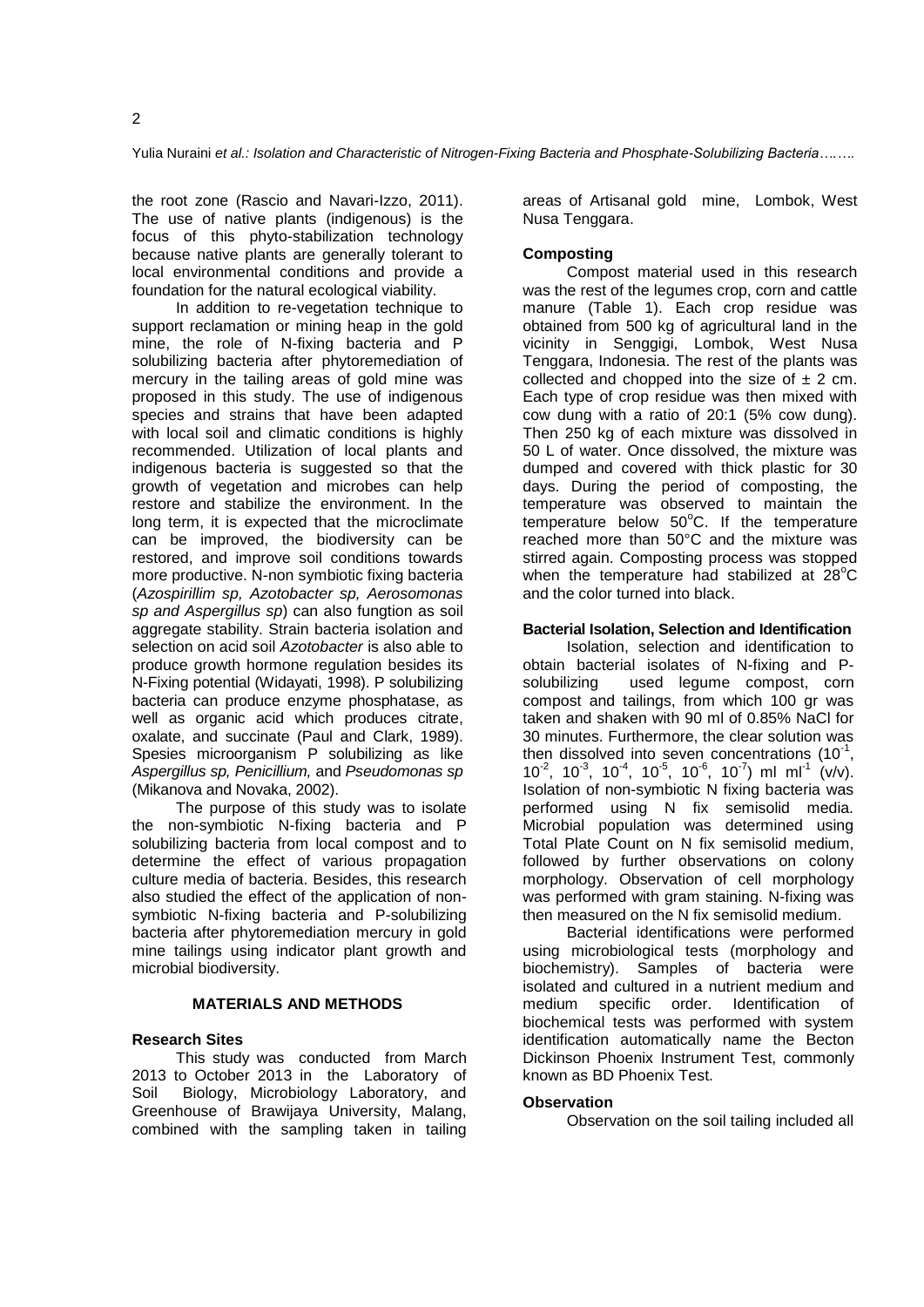the root zone (Rascio and Navari-Izzo, 2011). The use of native plants (indigenous) is the focus of this phyto-stabilization technology because native plants are generally tolerant to local environmental conditions and provide a foundation for the natural ecological viability.

In addition to re-vegetation technique to support reclamation or mining heap in the gold mine, the role of N-fixing bacteria and P solubilizing bacteria after phytoremediation of mercury in the tailing areas of gold mine was proposed in this study. The use of indigenous species and strains that have been adapted with local soil and climatic conditions is highly recommended. Utilization of local plants and indigenous bacteria is suggested so that the growth of vegetation and microbes can help restore and stabilize the environment. In the long term, it is expected that the microclimate can be improved, the biodiversity can be restored, and improve soil conditions towards more productive. N-non symbiotic fixing bacteria (*Azospirillim sp, Azotobacter sp, Aerosomonas sp and Aspergillus sp*) can also fungtion as soil aggregate stability. Strain bacteria isolation and selection on acid soil *Azotobacter* is also able to produce growth hormone regulation besides its N-Fixing potential (Widayati, 1998). P solubilizing bacteria can produce enzyme phosphatase, as well as organic acid which produces citrate, oxalate, and succinate (Paul and Clark, 1989). Spesies microorganism P solubilizing as like *Aspergillus sp, Penicillium,* and *Pseudomonas sp* (Mikanova and Novaka, 2002).

The purpose of this study was to isolate the non-symbiotic N-fixing bacteria and P solubilizing bacteria from local compost and to determine the effect of various propagation culture media of bacteria. Besides, this research also studied the effect of the application of non-symbiotic N-fixing bacteria and P-solubilizing bacteria after phytoremediation mercury in gold mine tailings using indicator plant growth and microbial biodiversity.

## MATERIALS AND METHODS

### Research Sites

This study was conducted from March 2013 to October 2013 in the Laboratory of Soil Biology, Microbiology Laboratory, and Greenhouse of Brawijaya University, Malang, combined with the sampling taken in tailing areas of Artisanal gold mine, Lombok, West Nusa Tenggara.

### Composting

Compost material used in this research was the rest of the legumes crop, corn and cattle manure (Table 1). Each crop residue was obtained from 500 kg of agricultural land in the vicinity in Senggigi, Lombok, West Nusa Tenggara, Indonesia. The rest of the plants was collected and chopped into the size of ± 2 cm. Each type of crop residue was then mixed with cow dung with a ratio of 20:1 (5% cow dung). Then 250 kg of each mixture was dissolved in 50 L of water. Once dissolved, the mixture was dumped and covered with thick plastic for 30 days. During the period of composting, the temperature was observed to maintain the temperature below 50°C. If the temperature reached more than 50°C and the mixture was stirred again. Composting process was stopped when the temperature had stabilized at 28°C and the color turned into black.

### Bacterial Isolation, Selection and Identification

Isolation, selection and identification to obtain bacterial isolates of N-fixing and P-solubilizing used legume compost, corn compost and tailings, from which 100 gr was taken and shaken with 90 ml of 0.85% NaCl for 30 minutes. Furthermore, the clear solution was then dissolved into seven concentrations ($10^{-1}$, $10^{-2}$, $10^{-3}$, $10^{-4}$, $10^{-5}$, $10^{-6}$, $10^{-7}$) ml $ml^{-1}$ (v/v). Isolation of non-symbiotic N fixing bacteria was performed using N fix semisolid media. Microbial population was determined using Total Plate Count on N fix semisolid medium, followed by further observations on colony morphology. Observation of cell morphology was performed with gram staining. N-fixing was then measured on the N fix semisolid medium.

Bacterial identifications were performed using microbiological tests (morphology and biochemistry). Samples of bacteria were isolated and cultured in a nutrient medium and medium specific order. Identification of biochemical tests was performed with system identification automatically name the Becton Dickinson Phoenix Instrument Test, commonly known as BD Phoenix Test.

### Observation

Observation on the soil tailing included all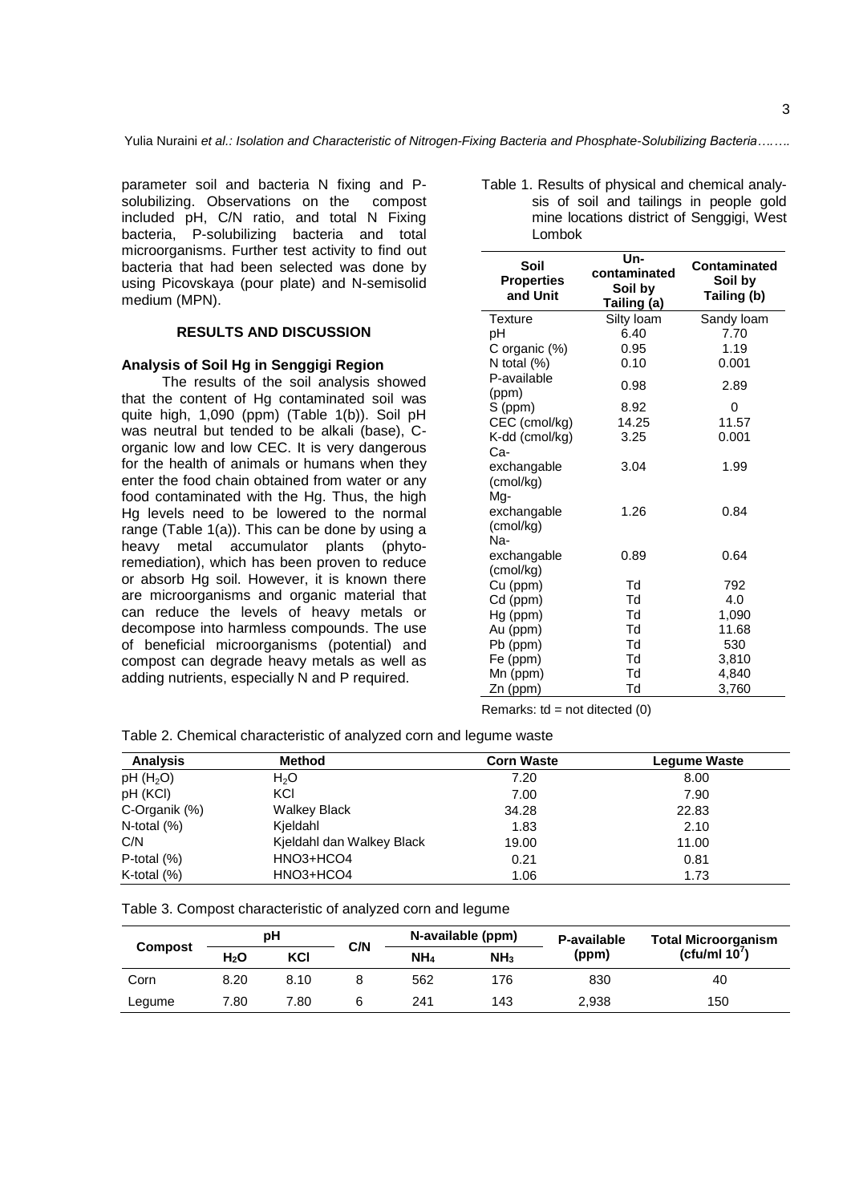parameter soil and bacteria N fixing and P-solubilizing. Observations on the compost included pH, C/N ratio, and total N Fixing bacteria, P-solubilizing bacteria and total microorganisms. Further test activity to find out bacteria that had been selected was done by using Picovskaya (pour plate) and N-semisolid medium (MPN).

## RESULTS AND DISCUSSION

### Analysis of Soil Hg in Senggigi Region

The results of the soil analysis showed that the content of Hg contaminated soil was quite high, 1,090 (ppm) (Table 1(b)). Soil pH was neutral but tended to be alkali (base), C-organic low and low CEC. It is very dangerous for the health of animals or humans when they enter the food chain obtained from water or any food contaminated with the Hg. Thus, the high Hg levels need to be lowered to the normal range (Table 1(a)). This can be done by using a heavy metal accumulator plants (phyto-remediation), which has been proven to reduce or absorb Hg soil. However, it is known there are microorganisms and organic material that can reduce the levels of heavy metals or decompose into harmless compounds. The use of beneficial microorganisms (potential) and compost can degrade heavy metals as well as adding nutrients, especially N and P required.

Table 1. Results of physical and chemical analysis of soil and tailings in people gold mine locations district of Senggigi, West Lombok

| Soil Properties and Unit | Un-contaminated Soil by Tailing (a) | Contaminated Soil by Tailing (b) |
|---|---|---|
| Texture | Silty loam | Sandy loam |
| pH | 6.40 | 7.70 |
| C organic (%) | 0.95 | 1.19 |
| N total (%) | 0.10 | 0.001 |
| P-available (ppm) | 0.98 | 2.89 |
| S (ppm) | 8.92 | 0 |
| CEC (cmol/kg) | 14.25 | 11.57 |
| K-dd (cmol/kg) | 3.25 | 0.001 |
| Ca-exchangable (cmol/kg) | 3.04 | 1.99 |
| Mg-exchangable (cmol/kg) | 1.26 | 0.84 |
| Na-exchangable (cmol/kg) | 0.89 | 0.64 |
| Cu (ppm) | Td | 792 |
| Cd (ppm) | Td | 4.0 |
| Hg (ppm) | Td | 1,090 |
| Au (ppm) | Td | 11.68 |
| Pb (ppm) | Td | 530 |
| Fe (ppm) | Td | 3,810 |
| Mn (ppm) | Td | 4,840 |
| Zn (ppm) | Td | 3,760 |

Remarks: td = not ditected (0)

Table 2. Chemical characteristic of analyzed corn and legume waste

| Analysis | Method | Corn Waste | Legume Waste |
|---|---|---|---|
| pH ($H_2O$) | $H_2O$ | 7.20 | 8.00 |
| pH (KCl) | KCl | 7.00 | 7.90 |
| C-Organik (%) | Walkey Black | 34.28 | 22.83 |
| N-total (%) | Kjeldahl | 1.83 | 2.10 |
| C/N | Kjeldahl dan Walkey Black | 19.00 | 11.00 |
| P-total (%) | HNO3+HCO4 | 0.21 | 0.81 |
| K-total (%) | HNO3+HCO4 | 1.06 | 1.73 |

Table 3. Compost characteristic of analyzed corn and legume

| Compost | pH | | C/N | N-available (ppm) | | P-available (ppm) | Total Microorganism (cfu/ml $10^7$) |
|---|---|---|---|---|---|---|---|
| | $H_2O$ | KCl | | $NH_4$ | $NH_3$ | | |
| Corn | 8.20 | 8.10 | 8 | 562 | 176 | 830 | 40 |
| Legume | 7.80 | 7.80 | 6 | 241 | 143 | 2,938 | 150 |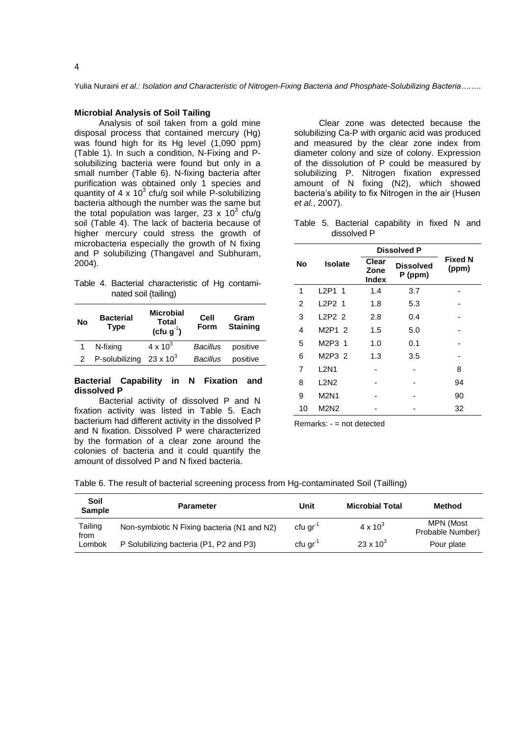### Microbial Analysis of Soil Tailing

Analysis of soil taken from a gold mine disposal process that contained mercury (Hg) was found high for its Hg level (1,090 ppm) (Table 1). In such a condition, N-Fixing and P-solubilizing bacteria were found but only in a small number (Table 6). N-fixing bacteria after purification was obtained only 1 species and quantity of $4 \times 10^3$ cfu/g soil while P-solubilizing bacteria although the number was the same but the total population was larger, $23 \times 10^3$ cfu/g soil (Table 4). The lack of bacteria because of higher mercury could stress the growth of microbacteria especially the growth of N fixing and P solubilizing (Thangavel and Subhuram, 2004).

Table 4. Bacterial characteristic of Hg contaminated soil (tailing)

| No | Bacterial Type | Microbial Total (cfu $g^{-1}$) | Cell Form | Gram Staining |
|---|---|---|---|---|
| 1 | N-fixing | $4 \times 10^3$ | *Bacillus* | positive |
| 2 | P-solubilizing | $23 \times 10^3$ | *Bacillus* | positive |

### Bacterial Capability in N Fixation and dissolved P

Bacterial activity of dissolved P and N fixation activity was listed in Table 5. Each bacterium had different activity in the dissolved P and N fixation. Dissolved P were characterized by the formation of a clear zone around the colonies of bacteria and it could quantify the amount of dissolved P and N fixed bacteria.

Clear zone was detected because the solubilizing Ca-P with organic acid was produced and measured by the clear zone index from diameter colony and size of colony. Expression of the dissolution of P could be measured by solubilizing P. Nitrogen fixation expressed amount of N fixing ($N_2$), which showed bacteria's ability to fix Nitrogen in the air (Husen *et al.*, 2007).

Table 5. Bacterial capability in fixed N and dissolved P

| No | Isolate | Dissolved P | | Fixed N (ppm) |
|---|---|---|---|---|
| | | Clear Zone Index | Dissolved P (ppm) | |
| 1 | L2P1 1 | 1.4 | 3.7 | - |
| 2 | L2P2 1 | 1.8 | 5.3 | - |
| 3 | L2P2 2 | 2.8 | 0.4 | - |
| 4 | M2P1 2 | 1.5 | 5.0 | - |
| 5 | M2P3 1 | 1.0 | 0.1 | - |
| 6 | M2P3 2 | 1.3 | 3.5 | - |
| 7 | L2N1 | - | - | 8 |
| 8 | L2N2 | - | - | 94 |
| 9 | M2N1 | - | - | 90 |
| 10 | M2N2 | - | - | 32 |

Remarks: - = not detected

Table 6. The result of bacterial screening process from Hg-contaminated Soil (Tailling)

| Soil Sample | Parameter | Unit | Microbial Total | Method |
|---|---|---|---|---|
| Tailing from Lombok | Non-symbiotic N Fixing bacteria (N1 and N2) | cfu $gr^{-1}$ | $4 \times 10^3$ | MPN (Most Probable Number) |
| | P Solubilizing bacteria (P1, P2 and P3) | cfu $gr^{-1}$ | $23 \times 10^3$ | Pour plate |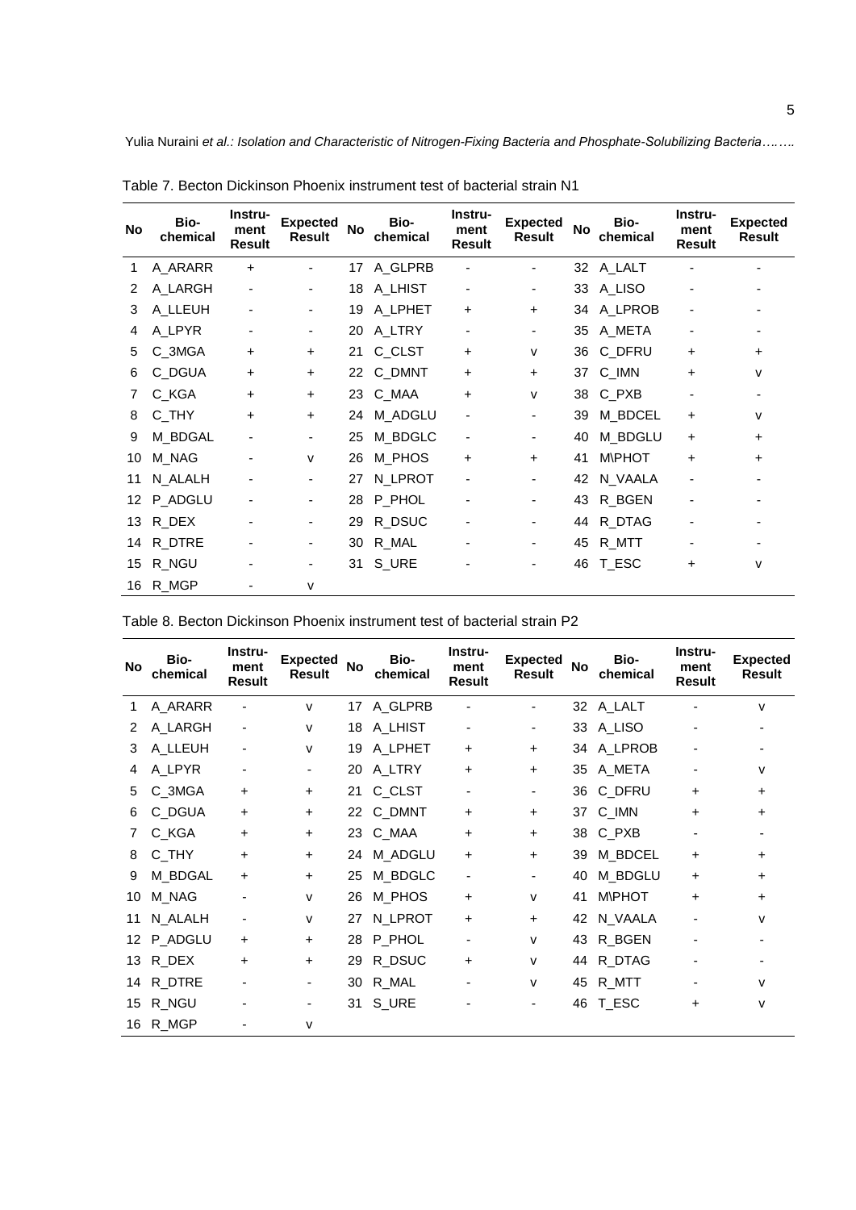Table 7. Becton Dickinson Phoenix instrument test of bacterial strain N1

| No | Bio-chemical | Instru-ment Result | Expected Result | No | Bio-chemical | Instru-ment Result | Expected Result | No | Bio-chemical | Instru-ment Result | Expected Result |
|---|---|---|---|---|---|---|---|---|---|---|---|
| 1 | A_ARARR | + | - | 17 | A_GLPRB | - | - | 32 | A_LALT | - | - |
| 2 | A_LARGH | - | - | 18 | A_LHIST | - | - | 33 | A_LISO | - | - |
| 3 | A_LLEUH | - | - | 19 | A_LPHET | + | + | 34 | A_LPROB | - | - |
| 4 | A_LPYR | - | - | 20 | A_LTRY | - | - | 35 | A_META | - | - |
| 5 | C_3MGA | + | + | 21 | C_CLST | + | v | 36 | C_DFRU | + | + |
| 6 | C_DGUA | + | + | 22 | C_DMNT | + | + | 37 | C_IMN | + | v |
| 7 | C_KGA | + | + | 23 | C_MAA | + | v | 38 | C_PXB | - | - |
| 8 | C_THY | + | + | 24 | M_ADGLU | - | - | 39 | M_BDCEL | + | v |
| 9 | M_BDGAL | - | - | 25 | M_BDGLC | - | - | 40 | M_BDGLU | + | + |
| 10 | M_NAG | - | v | 26 | M_PHOS | + | + | 41 | M\PHOT | + | + |
| 11 | N_ALALH | - | - | 27 | N_LPROT | - | - | 42 | N_VAALA | - | - |
| 12 | P_ADGLU | - | - | 28 | P_PHOL | - | - | 43 | R_BGEN | - | - |
| 13 | R_DEX | - | - | 29 | R_DSUC | - | - | 44 | R_DTAG | - | - |
| 14 | R_DTRE | - | - | 30 | R_MAL | - | - | 45 | R_MTT | - | - |
| 15 | R_NGU | - | - | 31 | S_URE | - | - | 46 | T_ESC | + | v |
| 16 | R_MGP | - | v | | | | | | | | |

Table 8. Becton Dickinson Phoenix instrument test of bacterial strain P2

| No | Bio-chemical | Instru-ment Result | Expected Result | No | Bio-chemical | Instru-ment Result | Expected Result | No | Bio-chemical | Instru-ment Result | Expected Result |
|---|---|---|---|---|---|---|---|---|---|---|---|
| 1 | A_ARARR | - | v | 17 | A_GLPRB | - | - | 32 | A_LALT | - | v |
| 2 | A_LARGH | - | v | 18 | A_LHIST | - | - | 33 | A_LISO | - | - |
| 3 | A_LLEUH | - | v | 19 | A_LPHET | + | + | 34 | A_LPROB | - | - |
| 4 | A_LPYR | - | - | 20 | A_LTRY | + | + | 35 | A_META | - | v |
| 5 | C_3MGA | + | + | 21 | C_CLST | - | - | 36 | C_DFRU | + | + |
| 6 | C_DGUA | + | + | 22 | C_DMNT | + | + | 37 | C_IMN | + | + |
| 7 | C_KGA | + | + | 23 | C_MAA | + | + | 38 | C_PXB | - | - |
| 8 | C_THY | + | + | 24 | M_ADGLU | + | + | 39 | M_BDCEL | + | + |
| 9 | M_BDGAL | + | + | 25 | M_BDGLC | - | - | 40 | M_BDGLU | + | + |
| 10 | M_NAG | - | v | 26 | M_PHOS | + | v | 41 | M\PHOT | + | + |
| 11 | N_ALALH | - | v | 27 | N_LPROT | + | + | 42 | N_VAALA | - | v |
| 12 | P_ADGLU | + | + | 28 | P_PHOL | - | v | 43 | R_BGEN | - | - |
| 13 | R_DEX | + | + | 29 | R_DSUC | + | v | 44 | R_DTAG | - | - |
| 14 | R_DTRE | - | - | 30 | R_MAL | - | v | 45 | R_MTT | - | v |
| 15 | R_NGU | - | - | 31 | S_URE | - | - | 46 | T_ESC | + | v |
| 16 | R_MGP | - | v | | | | | | | | |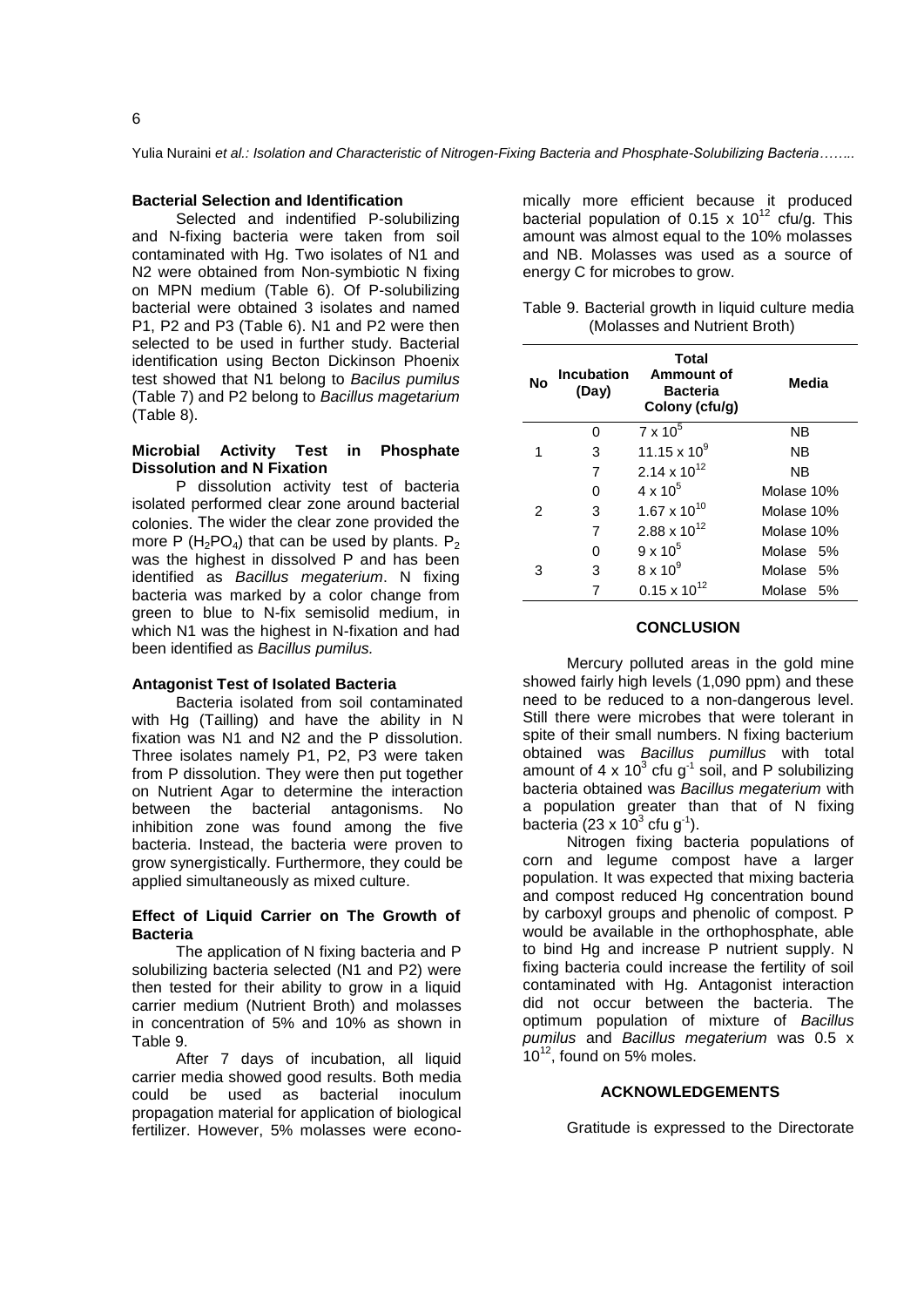### Bacterial Selection and Identification

Selected and indentified P-solubilizing and N-fixing bacteria were taken from soil contaminated with Hg. Two isolates of N1 and N2 were obtained from Non-symbiotic N fixing on MPN medium (Table 6). Of P-solubilizing bacterial were obtained 3 isolates and named P1, P2 and P3 (Table 6). N1 and P2 were then selected to be used in further study. Bacterial identification using Becton Dickinson Phoenix test showed that N1 belong to *Bacilus pumilus* (Table 7) and P2 belong to *Bacillus magetarium* (Table 8).

### Microbial Activity Test in Phosphate Dissolution and N Fixation

P dissolution activity test of bacteria isolated performed clear zone around bacterial colonies. The wider the clear zone provided the more P ($H_2PO_4$) that can be used by plants. $P_2$ was the highest in dissolved P and has been identified as *Bacillus megaterium*. N fixing bacteria was marked by a color change from green to blue to N-fix semisolid medium, in which N1 was the highest in N-fixation and had been identified as *Bacillus pumilus.*

### Antagonist Test of Isolated Bacteria

Bacteria isolated from soil contaminated with Hg (Tailling) and have the ability in N fixation was N1 and N2 and the P dissolution. Three isolates namely P1, P2, P3 were taken from P dissolution. They were then put together on Nutrient Agar to determine the interaction between the bacterial antagonisms. No inhibition zone was found among the five bacteria. Instead, the bacteria were proven to grow synergistically. Furthermore, they could be applied simultaneously as mixed culture.

### Effect of Liquid Carrier on The Growth of Bacteria

The application of N fixing bacteria and P solubilizing bacteria selected (N1 and P2) were then tested for their ability to grow in a liquid carrier medium (Nutrient Broth) and molasses in concentration of 5% and 10% as shown in Table 9.

After 7 days of incubation, all liquid carrier media showed good results. Both media could be used as bacterial inoculum propagation material for application of biological fertilizer. However, 5% molasses were economically more efficient because it produced bacterial population of $0.15 \times 10^{12}$ cfu/g. This amount was almost equal to the 10% molasses and NB. Molasses was used as a source of energy C for microbes to grow.

Table 9. Bacterial growth in liquid culture media (Molasses and Nutrient Broth)

| No | Incubation (Day) | Total Ammount of Bacteria Colony (cfu/g) | Media |
|---|---|---|---|
| | 0 | $7 \times 10^5$ | NB |
| 1 | 3 | $11.15 \times 10^9$ | NB |
| | 7 | $2.14 \times 10^{12}$ | NB |
| | 0 | $4 \times 10^5$ | Molase 10% |
| 2 | 3 | $1.67 \times 10^{10}$ | Molase 10% |
| | 7 | $2.88 \times 10^{12}$ | Molase 10% |
| | 0 | $9 \times 10^5$ | Molase 5% |
| 3 | 3 | $8 \times 10^9$ | Molase 5% |
| | 7 | $0.15 \times 10^{12}$ | Molase 5% |

## CONCLUSION

Mercury polluted areas in the gold mine showed fairly high levels (1,090 ppm) and these need to be reduced to a non-dangerous level. Still there were microbes that were tolerant in spite of their small numbers. N fixing bacterium obtained was *Bacillus pumillus* with total amount of $4 \times 10^3$ cfu $g^{-1}$ soil, and P solubilizing bacteria obtained was *Bacillus megaterium* with a population greater than that of N fixing bacteria ($23 \times 10^3$ cfu $g^{-1}$).

Nitrogen fixing bacteria populations of corn and legume compost have a larger population. It was expected that mixing bacteria and compost reduced Hg concentration bound by carboxyl groups and phenolic of compost. P would be available in the orthophosphate, able to bind Hg and increase P nutrient supply. N fixing bacteria could increase the fertility of soil contaminated with Hg. Antagonist interaction did not occur between the bacteria. The optimum population of mixture of *Bacillus pumilus* and *Bacillus megaterium* was $0.5 \times 10^{12}$, found on 5% moles.

## ACKNOWLEDGEMENTS

Gratitude is expressed to the Directorate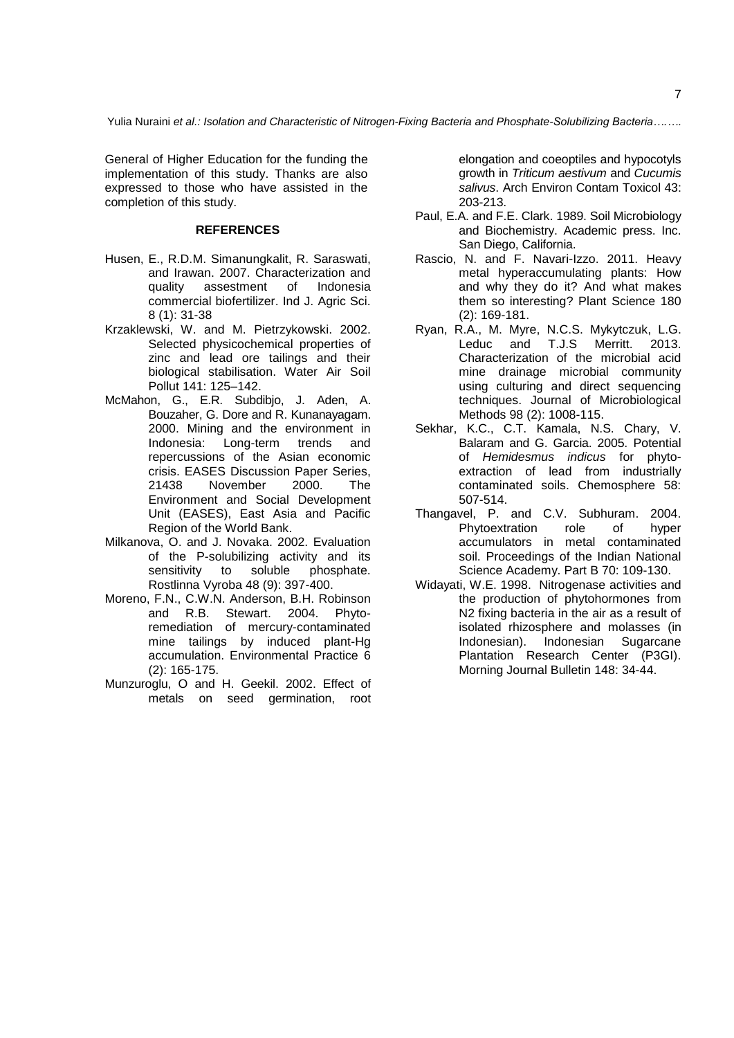General of Higher Education for the funding the implementation of this study. Thanks are also expressed to those who have assisted in the completion of this study.

## REFERENCES

Husen, E., R.D.M. Simanungkalit, R. Saraswati, and Irawan. 2007. Characterization and quality assestment of Indonesia commercial biofertilizer. Ind J. Agric Sci. 8 (1): 31-38

Krzaklewski, W. and M. Pietrzykowski. 2002. Selected physicochemical properties of zinc and lead ore tailings and their biological stabilisation. Water Air Soil Pollut 141: 125–142.

McMahon, G., E.R. Subdibjo, J. Aden, A. Bouzaher, G. Dore and R. Kunanayagam. 2000. Mining and the environment in Indonesia: Long-term trends and repercussions of the Asian economic crisis. EASES Discussion Paper Series, 21438 November 2000. The Environment and Social Development Unit (EASES), East Asia and Pacific Region of the World Bank.

Milkanova, O. and J. Novaka. 2002. Evaluation of the P-solubilizing activity and its sensitivity to soluble phosphate. Rostlinna Vyroba 48 (9): 397-400.

Moreno, F.N., C.W.N. Anderson, B.H. Robinson and R.B. Stewart. 2004. Phyto-remediation of mercury-contaminated mine tailings by induced plant-Hg accumulation. Environmental Practice 6 (2): 165-175.

Munzuroglu, O and H. Geekil. 2002. Effect of metals on seed germination, root elongation and coeoptiles and hypocotyls growth in *Triticum aestivum* and *Cucumis salivus*. Arch Environ Contam Toxicol 43: 203-213.

Paul, E.A. and F.E. Clark. 1989. Soil Microbiology and Biochemistry. Academic press. Inc. San Diego, California.

Rascio, N. and F. Navari-Izzo. 2011. Heavy metal hyperaccumulating plants: How and why they do it? And what makes them so interesting? Plant Science 180 (2): 169-181.

Ryan, R.A., M. Myre, N.C.S. Mykytczuk, L.G. Leduc and T.J.S Merritt. 2013. Characterization of the microbial acid mine drainage microbial community using culturing and direct sequencing techniques. Journal of Microbiological Methods 98 (2): 1008-115.

Sekhar, K.C., C.T. Kamala, N.S. Chary, V. Balaram and G. Garcia. 2005. Potential of *Hemidesmus indicus* for phyto-extraction of lead from industrially contaminated soils. Chemosphere 58: 507-514.

Thangavel, P. and C.V. Subhuram. 2004. Phytoextration role of hyper accumulators in metal contaminated soil. Proceedings of the Indian National Science Academy. Part B 70: 109-130.

Widayati, W.E. 1998. Nitrogenase activities and the production of phytohormones from N2 fixing bacteria in the air as a result of isolated rhizosphere and molasses (in Indonesian). Indonesian Sugarcane Plantation Research Center (P3GI). Morning Journal Bulletin 148: 34-44.